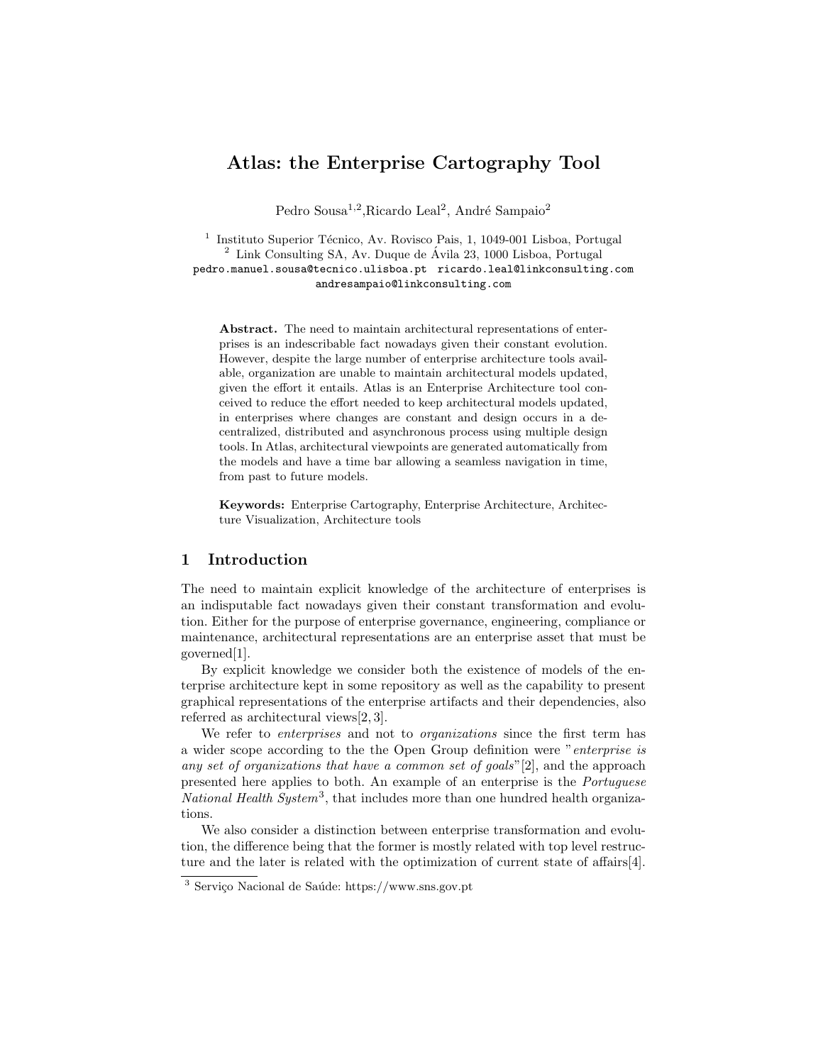# Atlas: the Enterprise Cartography Tool

Pedro Sousa[1,2], Ricardo Leal[2], André Sampaio[2]

[1] Instituto Superior Técnico, Av. Rovisco Pais, 1, 1049-001 Lisboa, Portugal
[2] Link Consulting SA, Av. Duque de Ávila 23, 1000 Lisboa, Portugal
pedro.manuel.sousa@tecnico.ulisboa.pt ricardo.leal@linkconsulting.com
andresampaio@linkconsulting.com

**Abstract.** The need to maintain architectural representations of enterprises is an indescribable fact nowadays given their constant evolution. However, despite the large number of enterprise architecture tools available, organization are unable to maintain architectural models updated, given the effort it entails. Atlas is an Enterprise Architecture tool conceived to reduce the effort needed to keep architectural models updated, in enterprises where changes are constant and design occurs in a decentralized, distributed and asynchronous process using multiple design tools. In Atlas, architectural viewpoints are generated automatically from the models and have a time bar allowing a seamless navigation in time, from past to future models.

**Keywords:** Enterprise Cartography, Enterprise Architecture, Architecture Visualization, Architecture tools

## 1 Introduction

The need to maintain explicit knowledge of the architecture of enterprises is an indisputable fact nowadays given their constant transformation and evolution. Either for the purpose of enterprise governance, engineering, compliance or maintenance, architectural representations are an enterprise asset that must be governed[1].

By explicit knowledge we consider both the existence of models of the enterprise architecture kept in some repository as well as the capability to present graphical representations of the enterprise artifacts and their dependencies, also referred as architectural views[2, 3].

We refer to *enterprises* and not to *organizations* since the first term has a wider scope according to the the Open Group definition were "*enterprise is any set of organizations that have a common set of goals*"[2], and the approach presented here applies to both. An example of an enterprise is the *Portuguese National Health System*[3], that includes more than one hundred health organizations.

We also consider a distinction between enterprise transformation and evolution, the difference being that the former is mostly related with top level restructure and the later is related with the optimization of current state of affairs[4].

[3] Serviço Nacional de Saúde: https://www.sns.gov.pt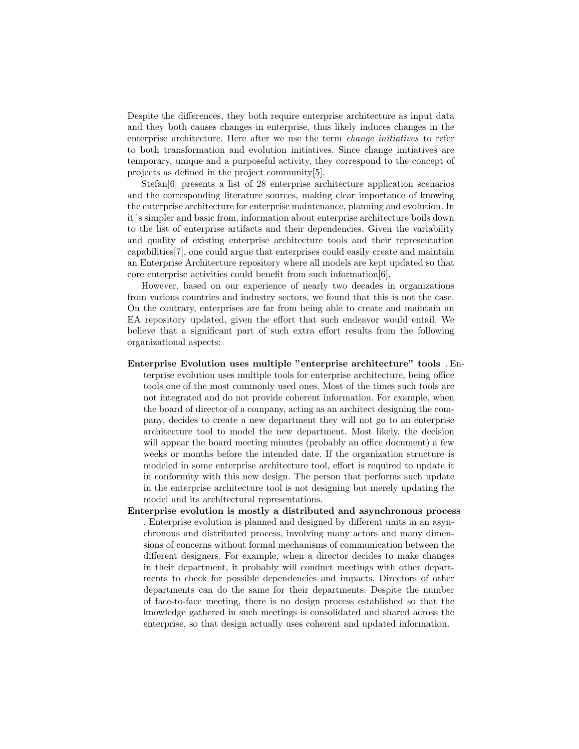Despite the differences, they both require enterprise architecture as input data and they both causes changes in enterprise, thus likely induces changes in the enterprise architecture. Here after we use the term *change initiatives* to refer to both transformation and evolution initiatives. Since change initiatives are temporary, unique and a purposeful activity, they correspond to the concept of projects as defined in the project community[5].

Stefan[6] presents a list of 28 enterprise architecture application scenarios and the corresponding literature sources, making clear importance of knowing the enterprise architecture for enterprise maintenance, planning and evolution. In it´s simpler and basic from, information about enterprise architecture boils down to the list of enterprise artifacts and their dependencies. Given the variability and quality of existing enterprise architecture tools and their representation capabilities[7], one could argue that enterprises could easily create and maintain an Enterprise Architecture repository where all models are kept updated so that core enterprise activities could benefit from such information[6].

However, based on our experience of nearly two decades in organizations from various countries and industry sectors, we found that this is not the case. On the contrary, enterprises are far from being able to create and maintain an EA repository updated, given the effort that such endeavor would entail. We believe that a significant part of such extra effort results from the following organizational aspects:

**Enterprise Evolution uses multiple "enterprise architecture" tools** . Enterprise evolution uses multiple tools for enterprise architecture, being office tools one of the most commonly used ones. Most of the times such tools are not integrated and do not provide coherent information. For example, when the board of director of a company, acting as an architect designing the company, decides to create a new department they will not go to an enterprise architecture tool to model the new department. Most likely, the decision will appear the board meeting minutes (probably an office document) a few weeks or months before the intended date. If the organization structure is modeled in some enterprise architecture tool, effort is required to update it in conformity with this new design. The person that performs such update in the enterprise architecture tool is not designing but merely updating the model and its architectural representations.

**Enterprise evolution is mostly a distributed and asynchronous process** . Enterprise evolution is planned and designed by different units in an asynchronous and distributed process, involving many actors and many dimensions of concerns without formal mechanisms of communication between the different designers. For example, when a director decides to make changes in their department, it probably will conduct meetings with other departments to check for possible dependencies and impacts. Directors of other departments can do the same for their departments. Despite the number of face-to-face meeting, there is no design process established so that the knowledge gathered in such meetings is consolidated and shared across the enterprise, so that design actually uses coherent and updated information.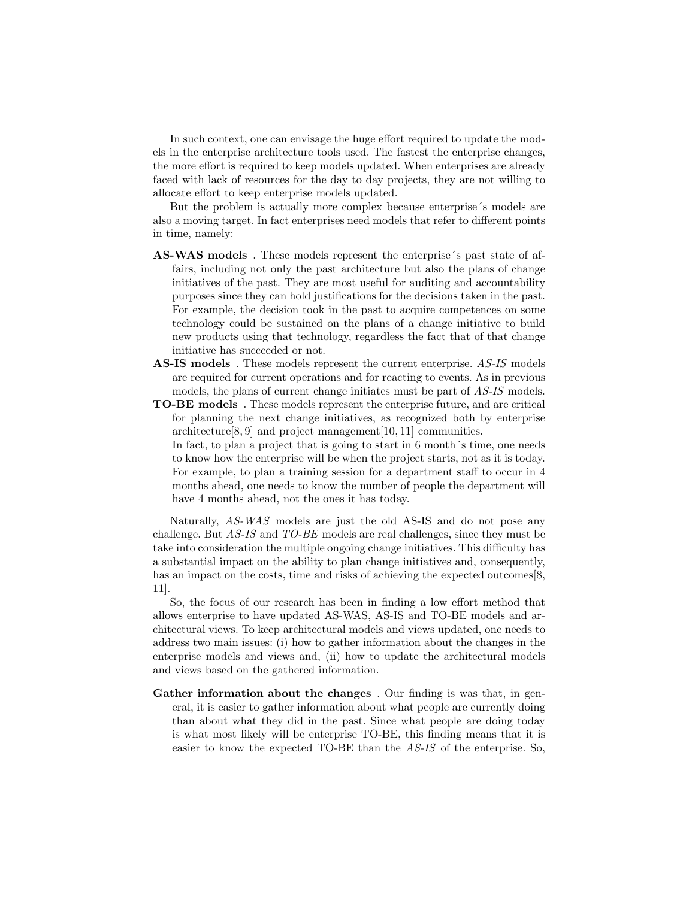In such context, one can envisage the huge effort required to update the models in the enterprise architecture tools used. The fastest the enterprise changes, the more effort is required to keep models updated. When enterprises are already faced with lack of resources for the day to day projects, they are not willing to allocate effort to keep enterprise models updated.

But the problem is actually more complex because enterprise´s models are also a moving target. In fact enterprises need models that refer to different points in time, namely:

**AS-WAS models** . These models represent the enterprise´s past state of affairs, including not only the past architecture but also the plans of change initiatives of the past. They are most useful for auditing and accountability purposes since they can hold justifications for the decisions taken in the past. For example, the decision took in the past to acquire competences on some technology could be sustained on the plans of a change initiative to build new products using that technology, regardless the fact that of that change initiative has succeeded or not.

**AS-IS models** . These models represent the current enterprise. *AS-IS* models are required for current operations and for reacting to events. As in previous models, the plans of current change initiates must be part of *AS-IS* models.

**TO-BE models** . These models represent the enterprise future, and are critical for planning the next change initiatives, as recognized both by enterprise architecture[8, 9] and project management[10, 11] communities.
In fact, to plan a project that is going to start in 6 month´s time, one needs to know how the enterprise will be when the project starts, not as it is today. For example, to plan a training session for a department staff to occur in 4 months ahead, one needs to know the number of people the department will have 4 months ahead, not the ones it has today.

Naturally, *AS-WAS* models are just the old AS-IS and do not pose any challenge. But *AS-IS* and *TO-BE* models are real challenges, since they must be take into consideration the multiple ongoing change initiatives. This difficulty has a substantial impact on the ability to plan change initiatives and, consequently, has an impact on the costs, time and risks of achieving the expected outcomes[8, 11].

So, the focus of our research has been in finding a low effort method that allows enterprise to have updated AS-WAS, AS-IS and TO-BE models and architectural views. To keep architectural models and views updated, one needs to address two main issues: (i) how to gather information about the changes in the enterprise models and views and, (ii) how to update the architectural models and views based on the gathered information.

**Gather information about the changes** . Our finding is was that, in general, it is easier to gather information about what people are currently doing than about what they did in the past. Since what people are doing today is what most likely will be enterprise TO-BE, this finding means that it is easier to know the expected TO-BE than the *AS-IS* of the enterprise. So,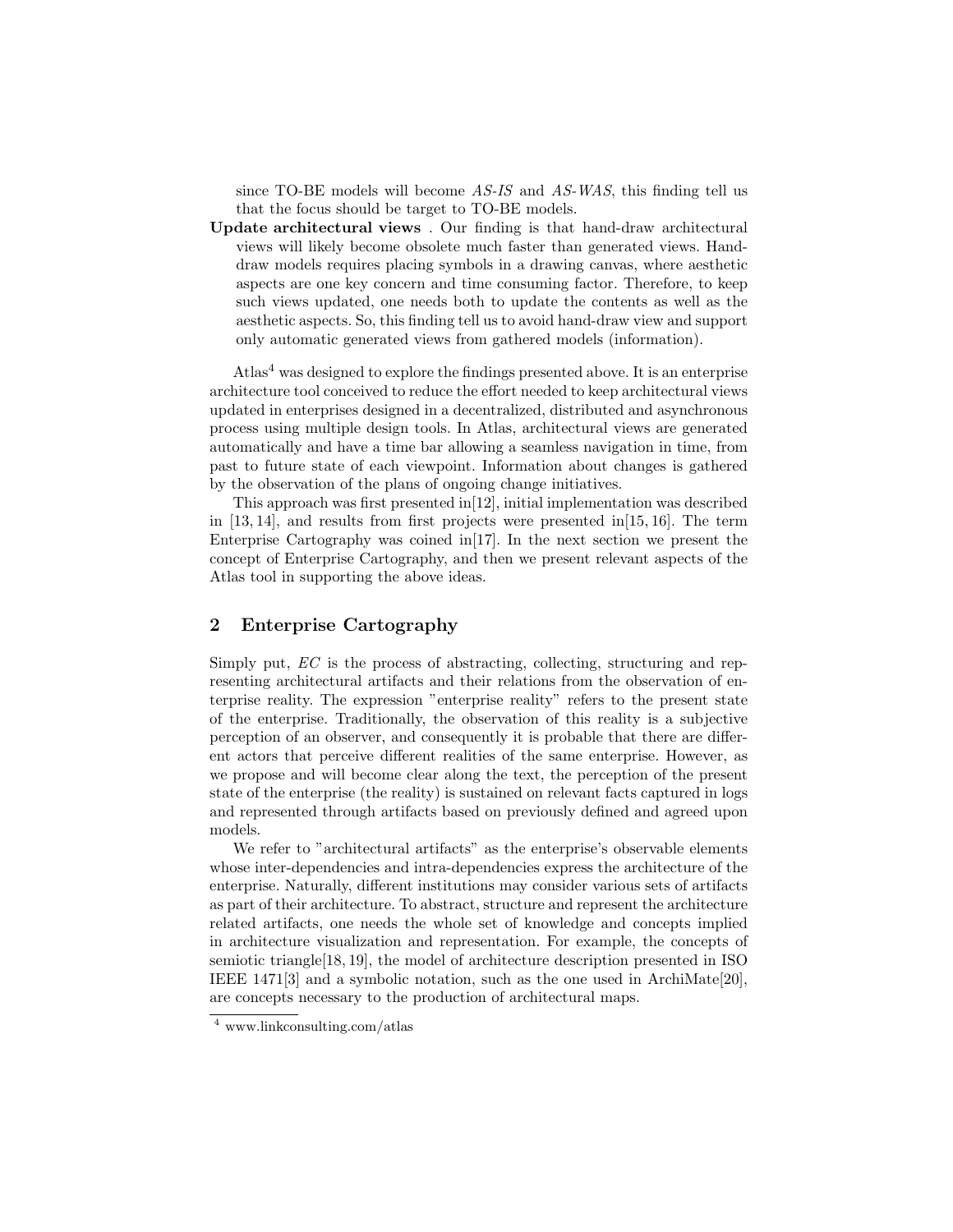since TO-BE models will become *AS-IS* and *AS-WAS*, this finding tell us that the focus should be target to TO-BE models.

**Update architectural views** . Our finding is that hand-draw architectural views will likely become obsolete much faster than generated views. Hand-draw models requires placing symbols in a drawing canvas, where aesthetic aspects are one key concern and time consuming factor. Therefore, to keep such views updated, one needs both to update the contents as well as the aesthetic aspects. So, this finding tell us to avoid hand-draw view and support only automatic generated views from gathered models (information).

Atlas[4] was designed to explore the findings presented above. It is an enterprise architecture tool conceived to reduce the effort needed to keep architectural views updated in enterprises designed in a decentralized, distributed and asynchronous process using multiple design tools. In Atlas, architectural views are generated automatically and have a time bar allowing a seamless navigation in time, from past to future state of each viewpoint. Information about changes is gathered by the observation of the plans of ongoing change initiatives.

This approach was first presented in[12], initial implementation was described in [13, 14], and results from first projects were presented in[15, 16]. The term Enterprise Cartography was coined in[17]. In the next section we present the concept of Enterprise Cartography, and then we present relevant aspects of the Atlas tool in supporting the above ideas.

## 2 Enterprise Cartography

Simply put, *EC* is the process of abstracting, collecting, structuring and representing architectural artifacts and their relations from the observation of enterprise reality. The expression "enterprise reality" refers to the present state of the enterprise. Traditionally, the observation of this reality is a subjective perception of an observer, and consequently it is probable that there are different actors that perceive different realities of the same enterprise. However, as we propose and will become clear along the text, the perception of the present state of the enterprise (the reality) is sustained on relevant facts captured in logs and represented through artifacts based on previously defined and agreed upon models.

We refer to "architectural artifacts" as the enterprise's observable elements whose inter-dependencies and intra-dependencies express the architecture of the enterprise. Naturally, different institutions may consider various sets of artifacts as part of their architecture. To abstract, structure and represent the architecture related artifacts, one needs the whole set of knowledge and concepts implied in architecture visualization and representation. For example, the concepts of semiotic triangle[18, 19], the model of architecture description presented in ISO IEEE 1471[3] and a symbolic notation, such as the one used in ArchiMate[20], are concepts necessary to the production of architectural maps.

[4] www.linkconsulting.com/atlas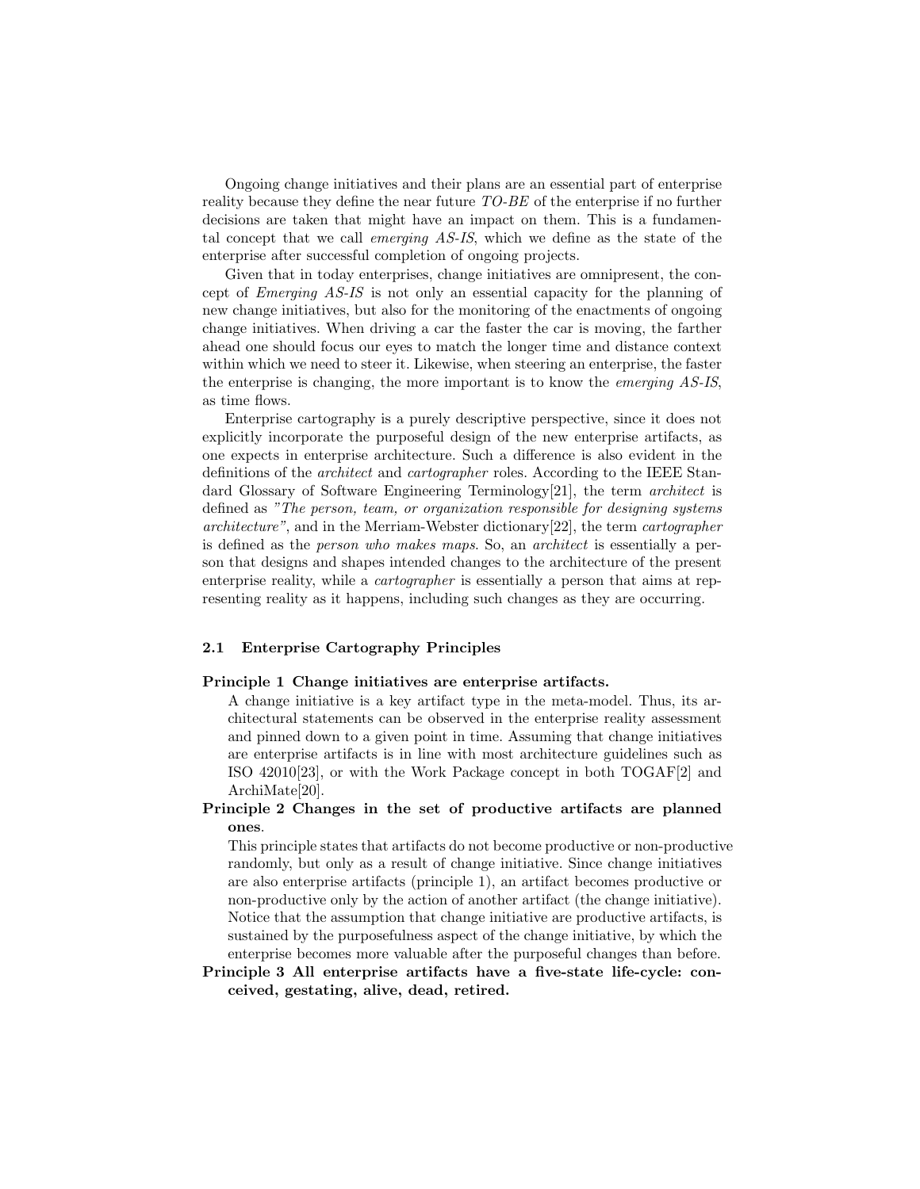Ongoing change initiatives and their plans are an essential part of enterprise reality because they define the near future *TO-BE* of the enterprise if no further decisions are taken that might have an impact on them. This is a fundamental concept that we call *emerging AS-IS*, which we define as the state of the enterprise after successful completion of ongoing projects.

Given that in today enterprises, change initiatives are omnipresent, the concept of *Emerging AS-IS* is not only an essential capacity for the planning of new change initiatives, but also for the monitoring of the enactments of ongoing change initiatives. When driving a car the faster the car is moving, the farther ahead one should focus our eyes to match the longer time and distance context within which we need to steer it. Likewise, when steering an enterprise, the faster the enterprise is changing, the more important is to know the *emerging AS-IS*, as time flows.

Enterprise cartography is a purely descriptive perspective, since it does not explicitly incorporate the purposeful design of the new enterprise artifacts, as one expects in enterprise architecture. Such a difference is also evident in the definitions of the *architect* and *cartographer* roles. According to the IEEE Standard Glossary of Software Engineering Terminology[21], the term *architect* is defined as *"The person, team, or organization responsible for designing systems architecture"*, and in the Merriam-Webster dictionary[22], the term *cartographer* is defined as the *person who makes maps*. So, an *architect* is essentially a person that designs and shapes intended changes to the architecture of the present enterprise reality, while a *cartographer* is essentially a person that aims at representing reality as it happens, including such changes as they are occurring.

### 2.1 Enterprise Cartography Principles

**Principle 1 Change initiatives are enterprise artifacts.**

A change initiative is a key artifact type in the meta-model. Thus, its architectural statements can be observed in the enterprise reality assessment and pinned down to a given point in time. Assuming that change initiatives are enterprise artifacts is in line with most architecture guidelines such as ISO 42010[23], or with the Work Package concept in both TOGAF[2] and ArchiMate[20].

**Principle 2 Changes in the set of productive artifacts are planned ones**.

This principle states that artifacts do not become productive or non-productive randomly, but only as a result of change initiative. Since change initiatives are also enterprise artifacts (principle 1), an artifact becomes productive or non-productive only by the action of another artifact (the change initiative). Notice that the assumption that change initiative are productive artifacts, is sustained by the purposefulness aspect of the change initiative, by which the enterprise becomes more valuable after the purposeful changes than before.

**Principle 3 All enterprise artifacts have a five-state life-cycle: conceived, gestating, alive, dead, retired.**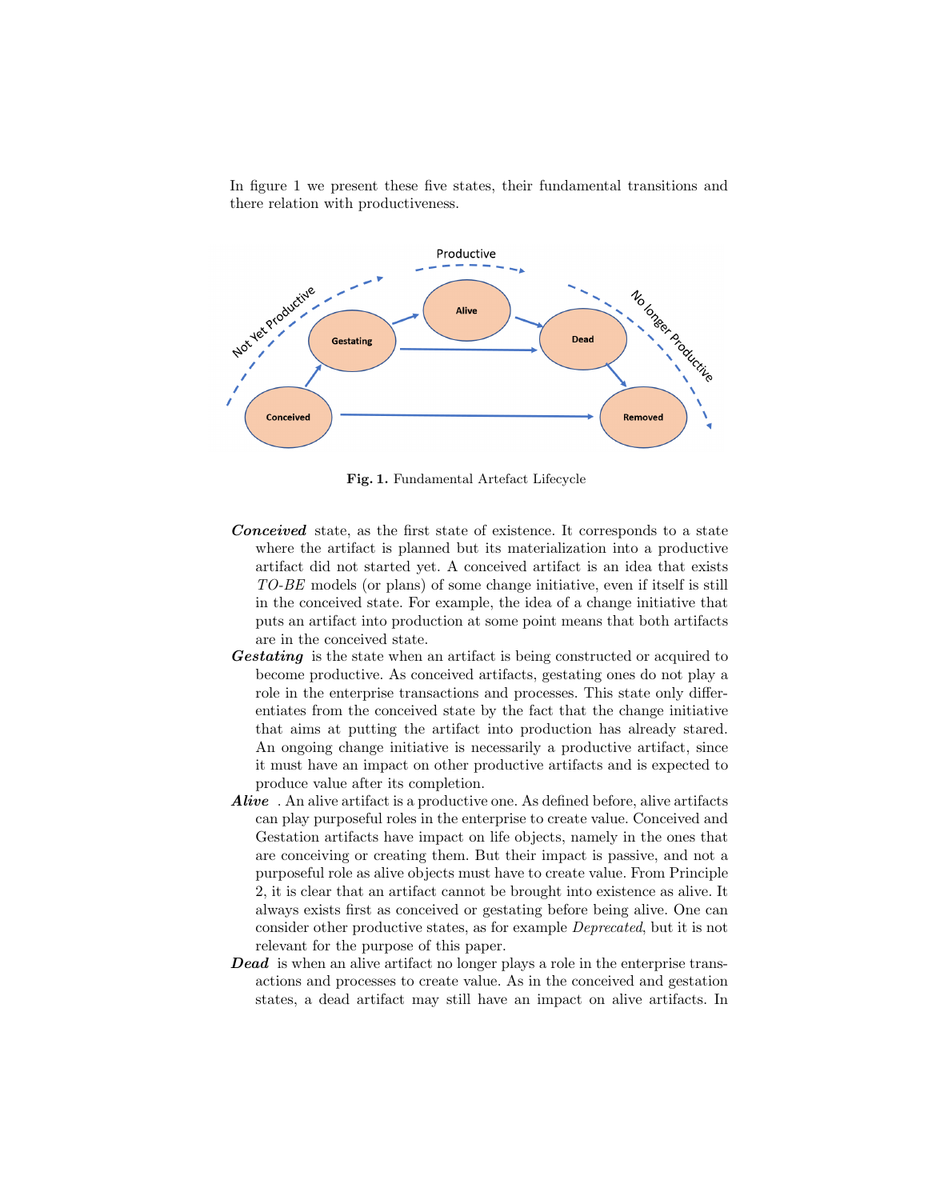In figure 1 we present these five states, their fundamental transitions and there relation with productiveness.

Fig. 1. Fundamental Artefact Lifecycle

***Conceived*** state, as the first state of existence. It corresponds to a state where the artifact is planned but its materialization into a productive artifact did not started yet. A conceived artifact is an idea that exists *TO-BE* models (or plans) of some change initiative, even if itself is still in the conceived state. For example, the idea of a change initiative that puts an artifact into production at some point means that both artifacts are in the conceived state.

***Gestating*** is the state when an artifact is being constructed or acquired to become productive. As conceived artifacts, gestating ones do not play a role in the enterprise transactions and processes. This state only differentiates from the conceived state by the fact that the change initiative that aims at putting the artifact into production has already stared. An ongoing change initiative is necessarily a productive artifact, since it must have an impact on other productive artifacts and is expected to produce value after its completion.

***Alive*** . An alive artifact is a productive one. As defined before, alive artifacts can play purposeful roles in the enterprise to create value. Conceived and Gestation artifacts have impact on life objects, namely in the ones that are conceiving or creating them. But their impact is passive, and not a purposeful role as alive objects must have to create value. From Principle 2, it is clear that an artifact cannot be brought into existence as alive. It always exists first as conceived or gestating before being alive. One can consider other productive states, as for example *Deprecated*, but it is not relevant for the purpose of this paper.

***Dead*** is when an alive artifact no longer plays a role in the enterprise transactions and processes to create value. As in the conceived and gestation states, a dead artifact may still have an impact on alive artifacts. In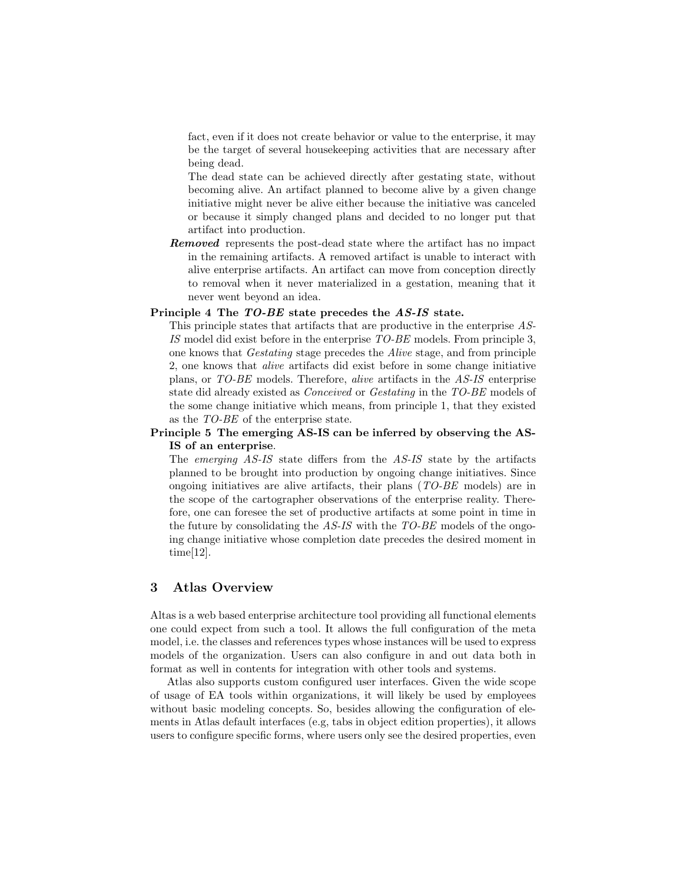fact, even if it does not create behavior or value to the enterprise, it may be the target of several housekeeping activities that are necessary after being dead.

The dead state can be achieved directly after gestating state, without becoming alive. An artifact planned to become alive by a given change initiative might never be alive either because the initiative was canceled or because it simply changed plans and decided to no longer put that artifact into production.

***Removed*** represents the post-dead state where the artifact has no impact in the remaining artifacts. A removed artifact is unable to interact with alive enterprise artifacts. An artifact can move from conception directly to removal when it never materialized in a gestation, meaning that it never went beyond an idea.

**Principle 4 The *TO-BE* state precedes the *AS-IS* state.**

This principle states that artifacts that are productive in the enterprise *AS-IS* model did exist before in the enterprise *TO-BE* models. From principle 3, one knows that *Gestating* stage precedes the *Alive* stage, and from principle 2, one knows that *alive* artifacts did exist before in some change initiative plans, or *TO-BE* models. Therefore, *alive* artifacts in the *AS-IS* enterprise state did already existed as *Conceived* or *Gestating* in the *TO-BE* models of the some change initiative which means, from principle 1, that they existed as the *TO-BE* of the enterprise state.

**Principle 5 The emerging AS-IS can be inferred by observing the AS-IS of an enterprise.**

The *emerging AS-IS* state differs from the *AS-IS* state by the artifacts planned to be brought into production by ongoing change initiatives. Since ongoing initiatives are alive artifacts, their plans (*TO-BE* models) are in the scope of the cartographer observations of the enterprise reality. Therefore, one can foresee the set of productive artifacts at some point in time in the future by consolidating the *AS-IS* with the *TO-BE* models of the ongoing change initiative whose completion date precedes the desired moment in time[12].

## 3 Atlas Overview

Altas is a web based enterprise architecture tool providing all functional elements one could expect from such a tool. It allows the full configuration of the meta model, i.e. the classes and references types whose instances will be used to express models of the organization. Users can also configure in and out data both in format as well in contents for integration with other tools and systems.

Atlas also supports custom configured user interfaces. Given the wide scope of usage of EA tools within organizations, it will likely be used by employees without basic modeling concepts. So, besides allowing the configuration of elements in Atlas default interfaces (e.g, tabs in object edition properties), it allows users to configure specific forms, where users only see the desired properties, even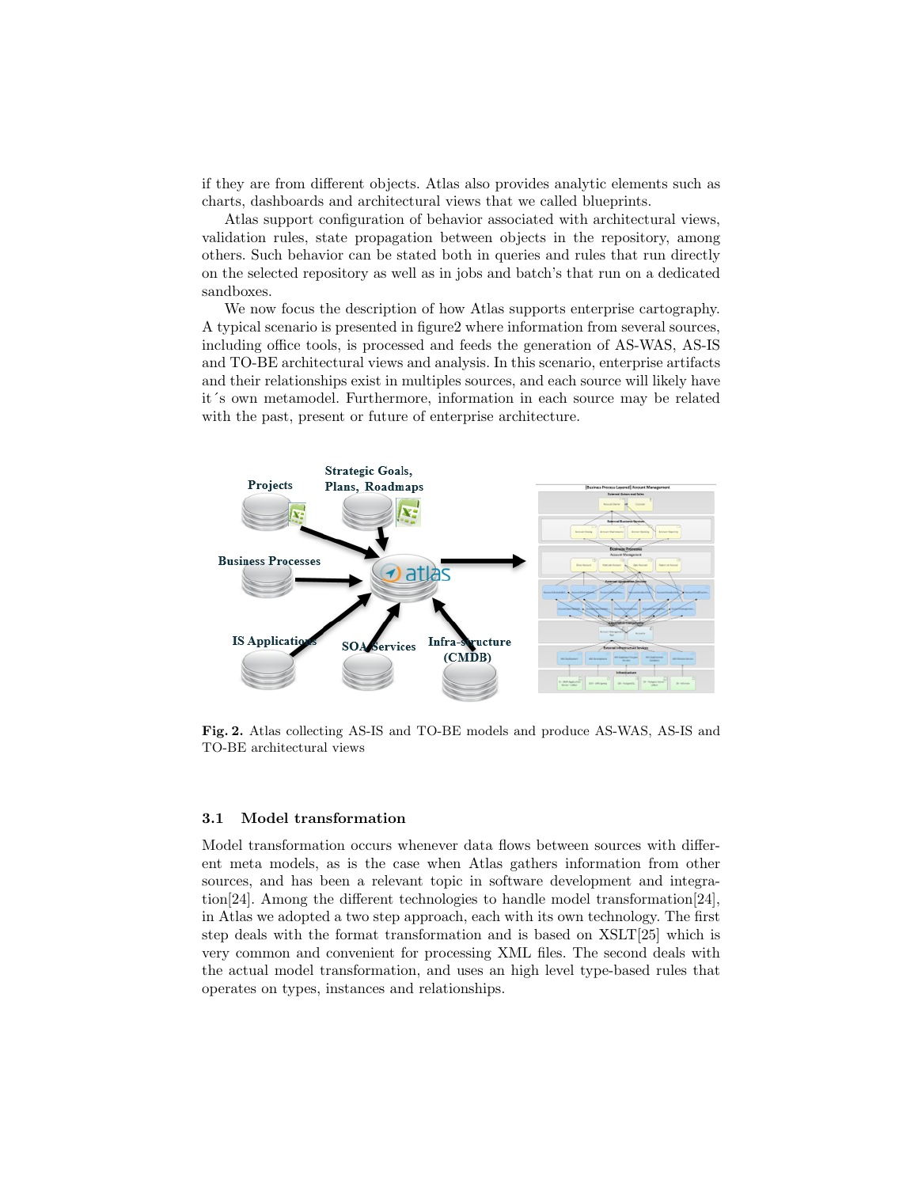if they are from different objects. Atlas also provides analytic elements such as charts, dashboards and architectural views that we called blueprints.

Atlas support configuration of behavior associated with architectural views, validation rules, state propagation between objects in the repository, among others. Such behavior can be stated both in queries and rules that run directly on the selected repository as well as in jobs and batch's that run on a dedicated sandboxes.

We now focus the description of how Atlas supports enterprise cartography. A typical scenario is presented in figure2 where information from several sources, including office tools, is processed and feeds the generation of AS-WAS, AS-IS and TO-BE architectural views and analysis. In this scenario, enterprise artifacts and their relationships exist in multiples sources, and each source will likely have it´s own metamodel. Furthermore, information in each source may be related with the past, present or future of enterprise architecture.

**Fig. 2.** Atlas collecting AS-IS and TO-BE models and produce AS-WAS, AS-IS and TO-BE architectural views

### 3.1 Model transformation

Model transformation occurs whenever data flows between sources with different meta models, as is the case when Atlas gathers information from other sources, and has been a relevant topic in software development and integration[24]. Among the different technologies to handle model transformation[24], in Atlas we adopted a two step approach, each with its own technology. The first step deals with the format transformation and is based on XSLT[25] which is very common and convenient for processing XML files. The second deals with the actual model transformation, and uses an high level type-based rules that operates on types, instances and relationships.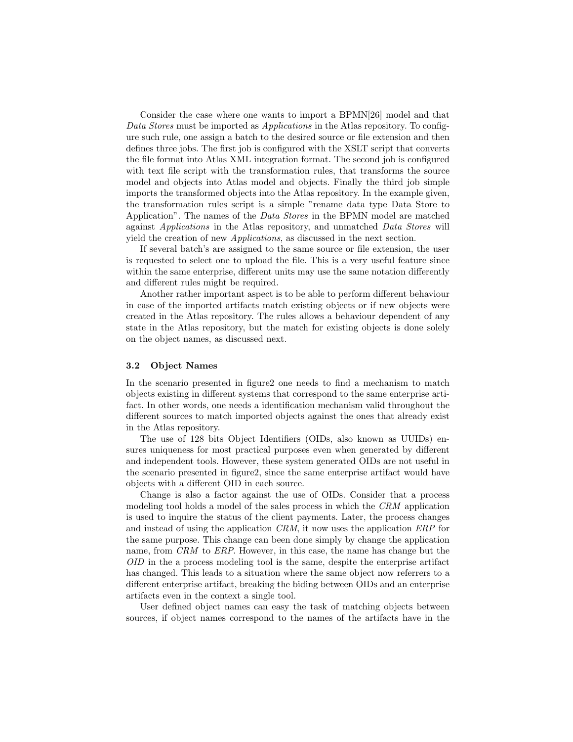Consider the case where one wants to import a BPMN[26] model and that *Data Stores* must be imported as *Applications* in the Atlas repository. To configure such rule, one assign a batch to the desired source or file extension and then defines three jobs. The first job is configured with the XSLT script that converts the file format into Atlas XML integration format. The second job is configured with text file script with the transformation rules, that transforms the source model and objects into Atlas model and objects. Finally the third job simple imports the transformed objects into the Atlas repository. In the example given, the transformation rules script is a simple "rename data type Data Store to Application". The names of the *Data Stores* in the BPMN model are matched against *Applications* in the Atlas repository, and unmatched *Data Stores* will yield the creation of new *Applications*, as discussed in the next section.

If several batch's are assigned to the same source or file extension, the user is requested to select one to upload the file. This is a very useful feature since within the same enterprise, different units may use the same notation differently and different rules might be required.

Another rather important aspect is to be able to perform different behaviour in case of the imported artifacts match existing objects or if new objects were created in the Atlas repository. The rules allows a behaviour dependent of any state in the Atlas repository, but the match for existing objects is done solely on the object names, as discussed next.

### 3.2 Object Names

In the scenario presented in figure2 one needs to find a mechanism to match objects existing in different systems that correspond to the same enterprise artifact. In other words, one needs a identification mechanism valid throughout the different sources to match imported objects against the ones that already exist in the Atlas repository.

The use of 128 bits Object Identifiers (OIDs, also known as UUIDs) ensures uniqueness for most practical purposes even when generated by different and independent tools. However, these system generated OIDs are not useful in the scenario presented in figure2, since the same enterprise artifact would have objects with a different OID in each source.

Change is also a factor against the use of OIDs. Consider that a process modeling tool holds a model of the sales process in which the *CRM* application is used to inquire the status of the client payments. Later, the process changes and instead of using the application *CRM*, it now uses the application *ERP* for the same purpose. This change can been done simply by change the application name, from *CRM* to *ERP*. However, in this case, the name has change but the *OID* in the a process modeling tool is the same, despite the enterprise artifact has changed. This leads to a situation where the same object now referrers to a different enterprise artifact, breaking the biding between OIDs and an enterprise artifacts even in the context a single tool.

User defined object names can easy the task of matching objects between sources, if object names correspond to the names of the artifacts have in the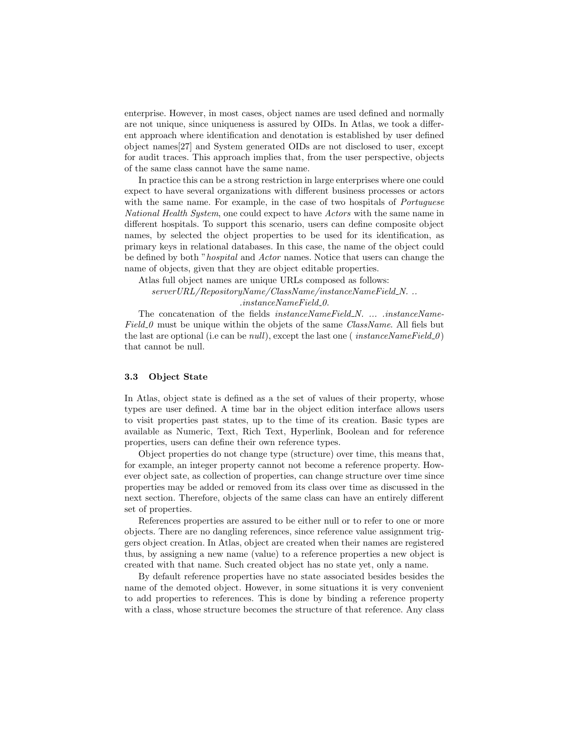enterprise. However, in most cases, object names are used defined and normally are not unique, since uniqueness is assured by OIDs. In Atlas, we took a different approach where identification and denotation is established by user defined object names[27] and System generated OIDs are not disclosed to user, except for audit traces. This approach implies that, from the user perspective, objects of the same class cannot have the same name.

In practice this can be a strong restriction in large enterprises where one could expect to have several organizations with different business processes or actors with the same name. For example, in the case of two hospitals of *Portuguese National Health System*, one could expect to have *Actors* with the same name in different hospitals. To support this scenario, users can define composite object names, by selected the object properties to be used for its identification, as primary keys in relational databases. In this case, the name of the object could be defined by both "*hospital* and *Actor* names. Notice that users can change the name of objects, given that they are object editable properties.

Atlas full object names are unique URLs composed as follows:

*serverURL/RepositoryName/ClassName/instanceNameField_N. ..*
*.instanceNameField_0.*

The concatenation of the fields *instanceNameField_N. ... .instanceNameField_0* must be unique within the objets of the same *ClassName*. All fiels but the last are optional (i.e can be *null*), except the last one ( *instanceNameField_0*) that cannot be null.

### 3.3 Object State

In Atlas, object state is defined as a the set of values of their property, whose types are user defined. A time bar in the object edition interface allows users to visit properties past states, up to the time of its creation. Basic types are available as Numeric, Text, Rich Text, Hyperlink, Boolean and for reference properties, users can define their own reference types.

Object properties do not change type (structure) over time, this means that, for example, an integer property cannot not become a reference property. However object sate, as collection of properties, can change structure over time since properties may be added or removed from its class over time as discussed in the next section. Therefore, objects of the same class can have an entirely different set of properties.

References properties are assured to be either null or to refer to one or more objects. There are no dangling references, since reference value assignment triggers object creation. In Atlas, object are created when their names are registered thus, by assigning a new name (value) to a reference properties a new object is created with that name. Such created object has no state yet, only a name.

By default reference properties have no state associated besides besides the name of the demoted object. However, in some situations it is very convenient to add properties to references. This is done by binding a reference property with a class, whose structure becomes the structure of that reference. Any class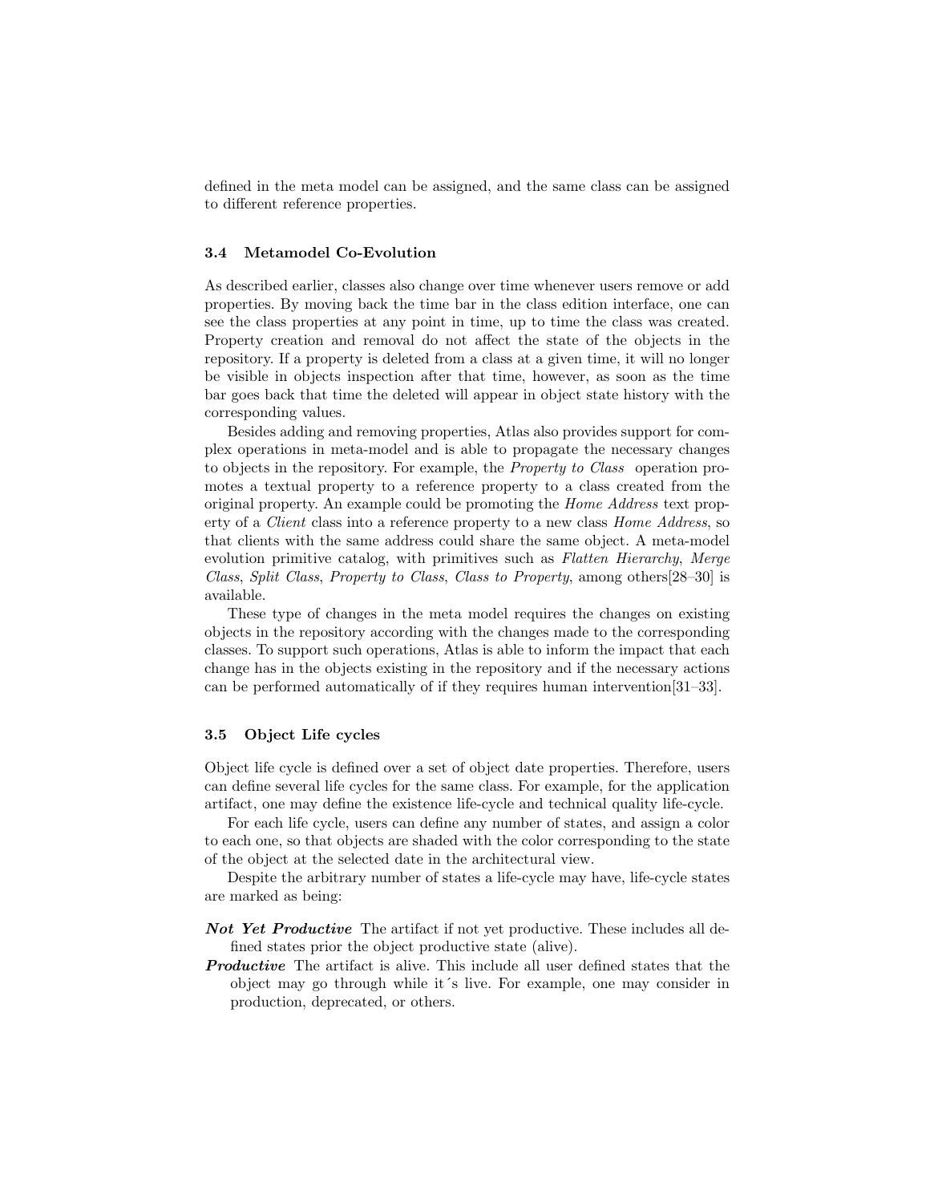defined in the meta model can be assigned, and the same class can be assigned to different reference properties.

### 3.4 Metamodel Co-Evolution

As described earlier, classes also change over time whenever users remove or add properties. By moving back the time bar in the class edition interface, one can see the class properties at any point in time, up to time the class was created. Property creation and removal do not affect the state of the objects in the repository. If a property is deleted from a class at a given time, it will no longer be visible in objects inspection after that time, however, as soon as the time bar goes back that time the deleted will appear in object state history with the corresponding values.

Besides adding and removing properties, Atlas also provides support for complex operations in meta-model and is able to propagate the necessary changes to objects in the repository. For example, the *Property to Class* operation promotes a textual property to a reference property to a class created from the original property. An example could be promoting the *Home Address* text property of a *Client* class into a reference property to a new class *Home Address*, so that clients with the same address could share the same object. A meta-model evolution primitive catalog, with primitives such as *Flatten Hierarchy*, *Merge Class*, *Split Class*, *Property to Class*, *Class to Property*, among others[28–30] is available.

These type of changes in the meta model requires the changes on existing objects in the repository according with the changes made to the corresponding classes. To support such operations, Atlas is able to inform the impact that each change has in the objects existing in the repository and if the necessary actions can be performed automatically of if they requires human intervention[31–33].

### 3.5 Object Life cycles

Object life cycle is defined over a set of object date properties. Therefore, users can define several life cycles for the same class. For example, for the application artifact, one may define the existence life-cycle and technical quality life-cycle.

For each life cycle, users can define any number of states, and assign a color to each one, so that objects are shaded with the color corresponding to the state of the object at the selected date in the architectural view.

Despite the arbitrary number of states a life-cycle may have, life-cycle states are marked as being:

***Not Yet Productive*** The artifact if not yet productive. These includes all defined states prior the object productive state (alive).

***Productive*** The artifact is alive. This include all user defined states that the object may go through while it´s live. For example, one may consider in production, deprecated, or others.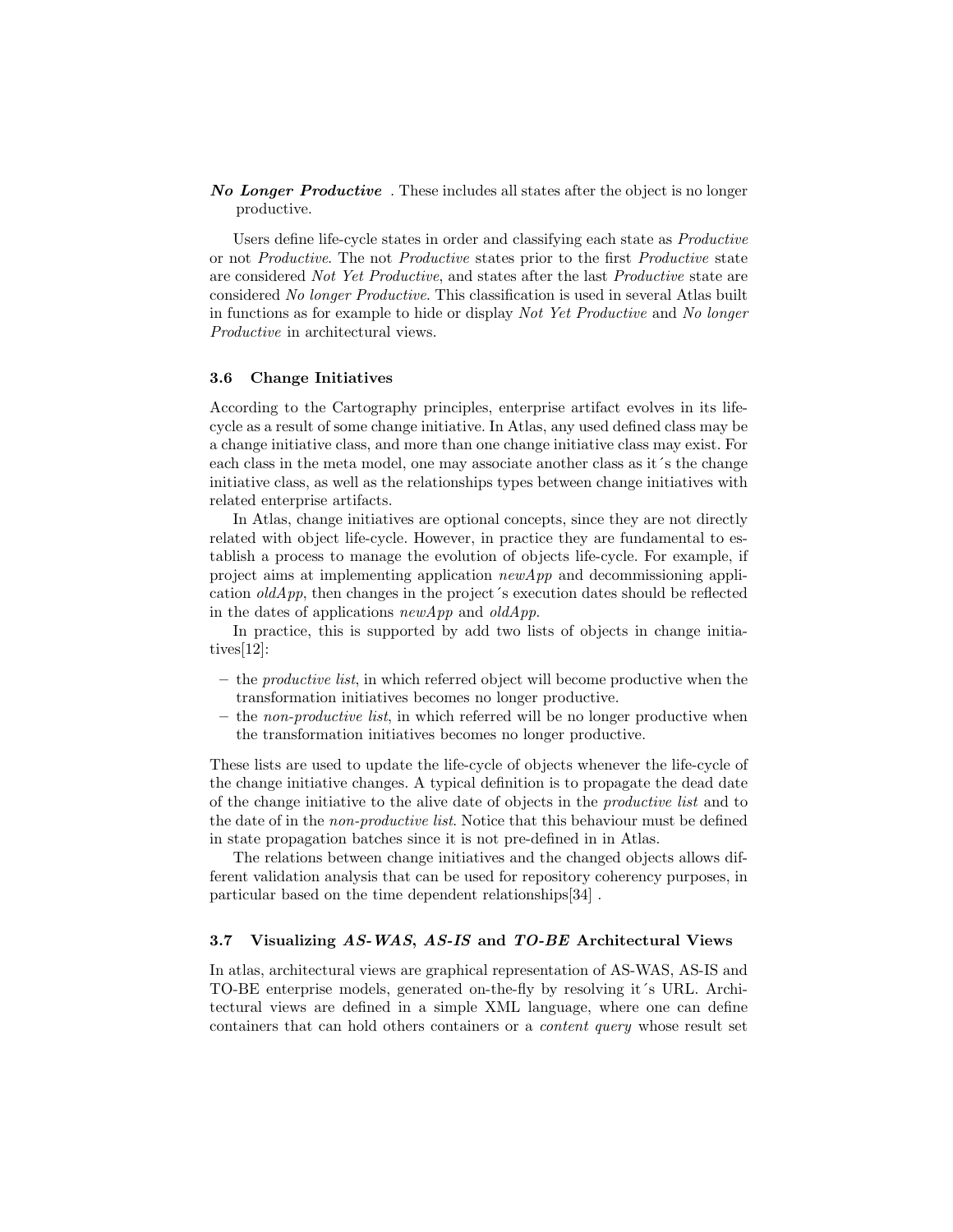***No Longer Productive*** . These includes all states after the object is no longer productive.

Users define life-cycle states in order and classifying each state as *Productive* or not *Productive*. The not *Productive* states prior to the first *Productive* state are considered *Not Yet Productive*, and states after the last *Productive* state are considered *No longer Productive*. This classification is used in several Atlas built in functions as for example to hide or display *Not Yet Productive* and *No longer Productive* in architectural views.

### 3.6 Change Initiatives

According to the Cartography principles, enterprise artifact evolves in its life-cycle as a result of some change initiative. In Atlas, any used defined class may be a change initiative class, and more than one change initiative class may exist. For each class in the meta model, one may associate another class as it´s the change initiative class, as well as the relationships types between change initiatives with related enterprise artifacts.

In Atlas, change initiatives are optional concepts, since they are not directly related with object life-cycle. However, in practice they are fundamental to establish a process to manage the evolution of objects life-cycle. For example, if project aims at implementing application *newApp* and decommissioning application *oldApp*, then changes in the project´s execution dates should be reflected in the dates of applications *newApp* and *oldApp*.

In practice, this is supported by add two lists of objects in change initiatives[12]:

- the *productive list*, in which referred object will become productive when the transformation initiatives becomes no longer productive.
- the *non-productive list*, in which referred will be no longer productive when the transformation initiatives becomes no longer productive.

These lists are used to update the life-cycle of objects whenever the life-cycle of the change initiative changes. A typical definition is to propagate the dead date of the change initiative to the alive date of objects in the *productive list* and to the date of in the *non-productive list*. Notice that this behaviour must be defined in state propagation batches since it is not pre-defined in in Atlas.

The relations between change initiatives and the changed objects allows different validation analysis that can be used for repository coherency purposes, in particular based on the time dependent relationships[34] .

### 3.7 Visualizing *AS-WAS*, *AS-IS* and *TO-BE* Architectural Views

In atlas, architectural views are graphical representation of AS-WAS, AS-IS and TO-BE enterprise models, generated on-the-fly by resolving it´s URL. Architectural views are defined in a simple XML language, where one can define containers that can hold others containers or a *content query* whose result set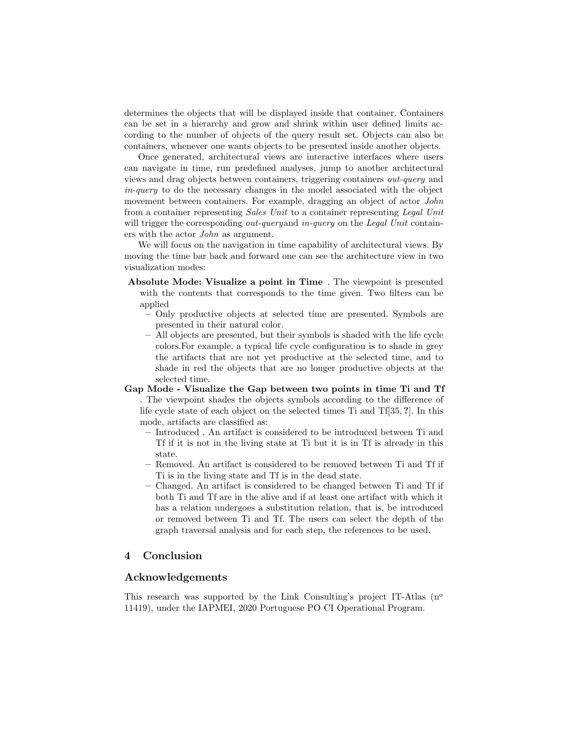determines the objects that will be displayed inside that container. Containers can be set in a hierarchy and grow and shrink within user defined limits according to the number of objects of the query result set. Objects can also be containers, whenever one wants objects to be presented inside another objects.

Once generated, architectural views are interactive interfaces where users can navigate in time, run predefined analyses, jump to another architectural views and drag objects between containers, triggering containers *out-query* and *in-query* to do the necessary changes in the model associated with the object movement between containers. For example, dragging an object of actor *John* from a container representing *Sales Unit* to a container representing *Legal Unit* will trigger the corresponding *out-query*and *in-query* on the *Legal Unit* containers with the actor *John* as argument.

We will focus on the navigation in time capability of architectural views. By moving the time bar back and forward one can see the architecture view in two visualization modes:

**Absolute Mode: Visualize a point in Time** . The viewpoint is presented with the contents that corresponds to the time given. Two filters can be applied

- Only productive objects at selected time are presented. Symbols are presented in their natural color.
- All objects are presented, but their symbols is shaded with the life cycle colors.For example, a typical life cycle configuration is to shade in grey the artifacts that are not yet productive at the selected time, and to shade in red the objects that are no longer productive objects at the selected time.

**Gap Mode - Visualize the Gap between two points in time Ti and Tf** . The viewpoint shades the objects symbols according to the difference of life cycle state of each object on the selected times Ti and Tf[35, **?**]. In this mode, artifacts are classified as:

- Introduced . An artifact is considered to be introduced between Ti and Tf if it is not in the living state at Ti but it is in Tf is already in this state.
- Removed. An artifact is considered to be removed between Ti and Tf if Ti is in the living state and Tf is in the dead state.
- Changed. An artifact is considered to be changed between Ti and Tf if both Ti and Tf are in the alive and if at least one artifact with which it has a relation undergoes a substitution relation, that is, be introduced or removed between Ti and Tf. The users can select the depth of the graph traversal analysis and for each step, the references to be used.

## 4 Conclusion

## Acknowledgements

This research was supported by the Link Consulting's project IT-Atlas (n$^{o}$ 11419), under the IAPMEI, 2020 Portuguese PO CI Operational Program.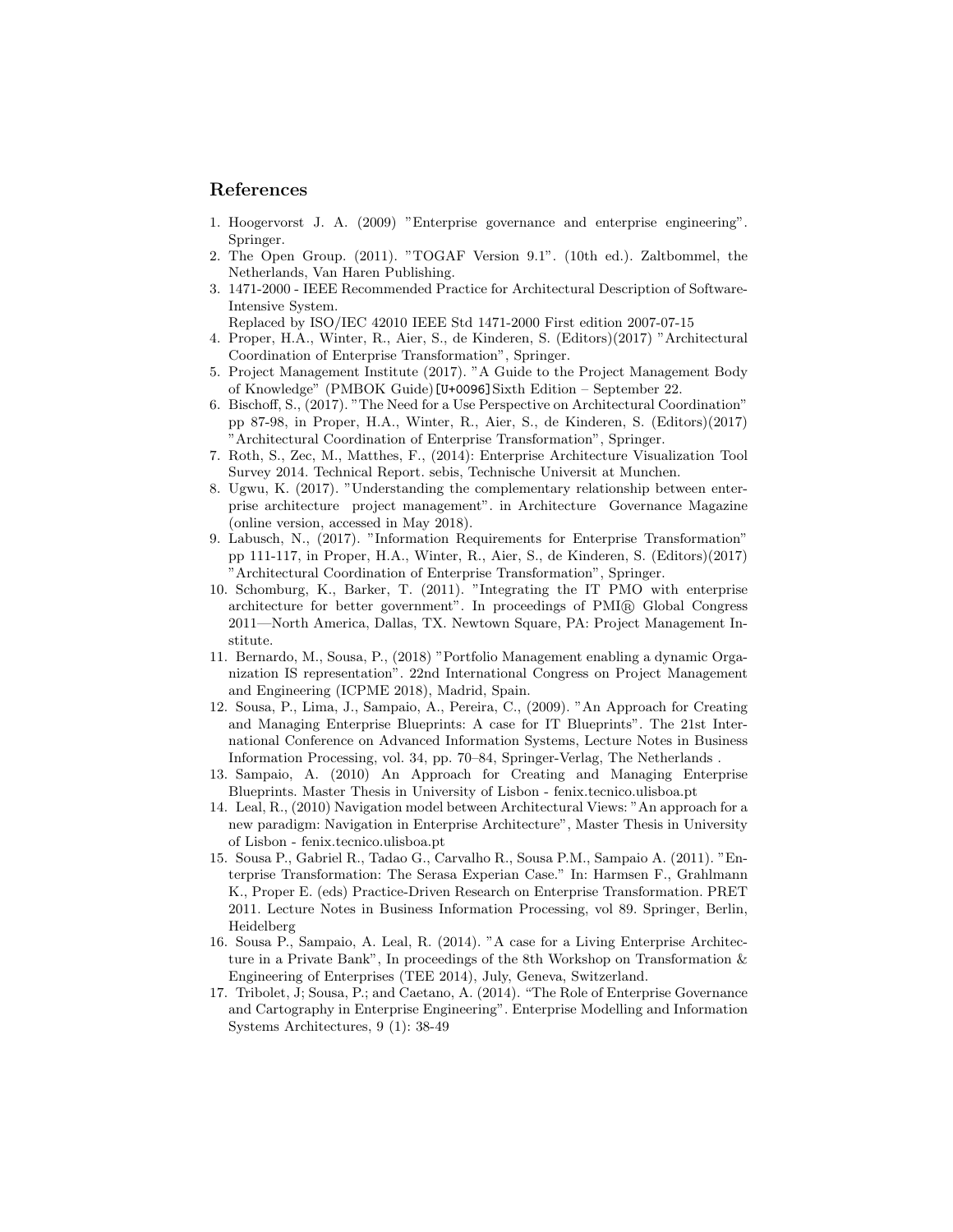## References

1. Hoogervorst J. A. (2009) "Enterprise governance and enterprise engineering". Springer.
2. The Open Group. (2011). "TOGAF Version 9.1". (10th ed.). Zaltbommel, the Netherlands, Van Haren Publishing.
3. 1471-2000 - IEEE Recommended Practice for Architectural Description of Software-Intensive System.
   Replaced by ISO/IEC 42010 IEEE Std 1471-2000 First edition 2007-07-15
4. Proper, H.A., Winter, R., Aier, S., de Kinderen, S. (Editors)(2017) "Architectural Coordination of Enterprise Transformation", Springer.
5. Project Management Institute (2017). "A Guide to the Project Management Body of Knowledge" (PMBOK Guide)[U+0096]Sixth Edition – September 22.
6. Bischoff, S., (2017). "The Need for a Use Perspective on Architectural Coordination" pp 87-98, in Proper, H.A., Winter, R., Aier, S., de Kinderen, S. (Editors)(2017) "Architectural Coordination of Enterprise Transformation", Springer.
7. Roth, S., Zec, M., Matthes, F., (2014): Enterprise Architecture Visualization Tool Survey 2014. Technical Report. sebis, Technische Universit at Munchen.
8. Ugwu, K. (2017). "Understanding the complementary relationship between enterprise architecture project management". in Architecture Governance Magazine (online version, accessed in May 2018).
9. Labusch, N., (2017). "Information Requirements for Enterprise Transformation" pp 111-117, in Proper, H.A., Winter, R., Aier, S., de Kinderen, S. (Editors)(2017) "Architectural Coordination of Enterprise Transformation", Springer.
10. Schomburg, K., Barker, T. (2011). "Integrating the IT PMO with enterprise architecture for better government". In proceedings of PMI® Global Congress 2011—North America, Dallas, TX. Newtown Square, PA: Project Management Institute.
11. Bernardo, M., Sousa, P., (2018) "Portfolio Management enabling a dynamic Organization IS representation". 22nd International Congress on Project Management and Engineering (ICPME 2018), Madrid, Spain.
12. Sousa, P., Lima, J., Sampaio, A., Pereira, C., (2009). "An Approach for Creating and Managing Enterprise Blueprints: A case for IT Blueprints". The 21st International Conference on Advanced Information Systems, Lecture Notes in Business Information Processing, vol. 34, pp. 70–84, Springer-Verlag, The Netherlands .
13. Sampaio, A. (2010) An Approach for Creating and Managing Enterprise Blueprints. Master Thesis in University of Lisbon - fenix.tecnico.ulisboa.pt
14. Leal, R., (2010) Navigation model between Architectural Views: "An approach for a new paradigm: Navigation in Enterprise Architecture", Master Thesis in University of Lisbon - fenix.tecnico.ulisboa.pt
15. Sousa P., Gabriel R., Tadao G., Carvalho R., Sousa P.M., Sampaio A. (2011). "Enterprise Transformation: The Serasa Experian Case." In: Harmsen F., Grahlmann K., Proper E. (eds) Practice-Driven Research on Enterprise Transformation. PRET 2011. Lecture Notes in Business Information Processing, vol 89. Springer, Berlin, Heidelberg
16. Sousa P., Sampaio, A. Leal, R. (2014). "A case for a Living Enterprise Architecture in a Private Bank", In proceedings of the 8th Workshop on Transformation & Engineering of Enterprises (TEE 2014), July, Geneva, Switzerland.
17. Tribolet, J; Sousa, P.; and Caetano, A. (2014). "The Role of Enterprise Governance and Cartography in Enterprise Engineering". Enterprise Modelling and Information Systems Architectures, 9 (1): 38-49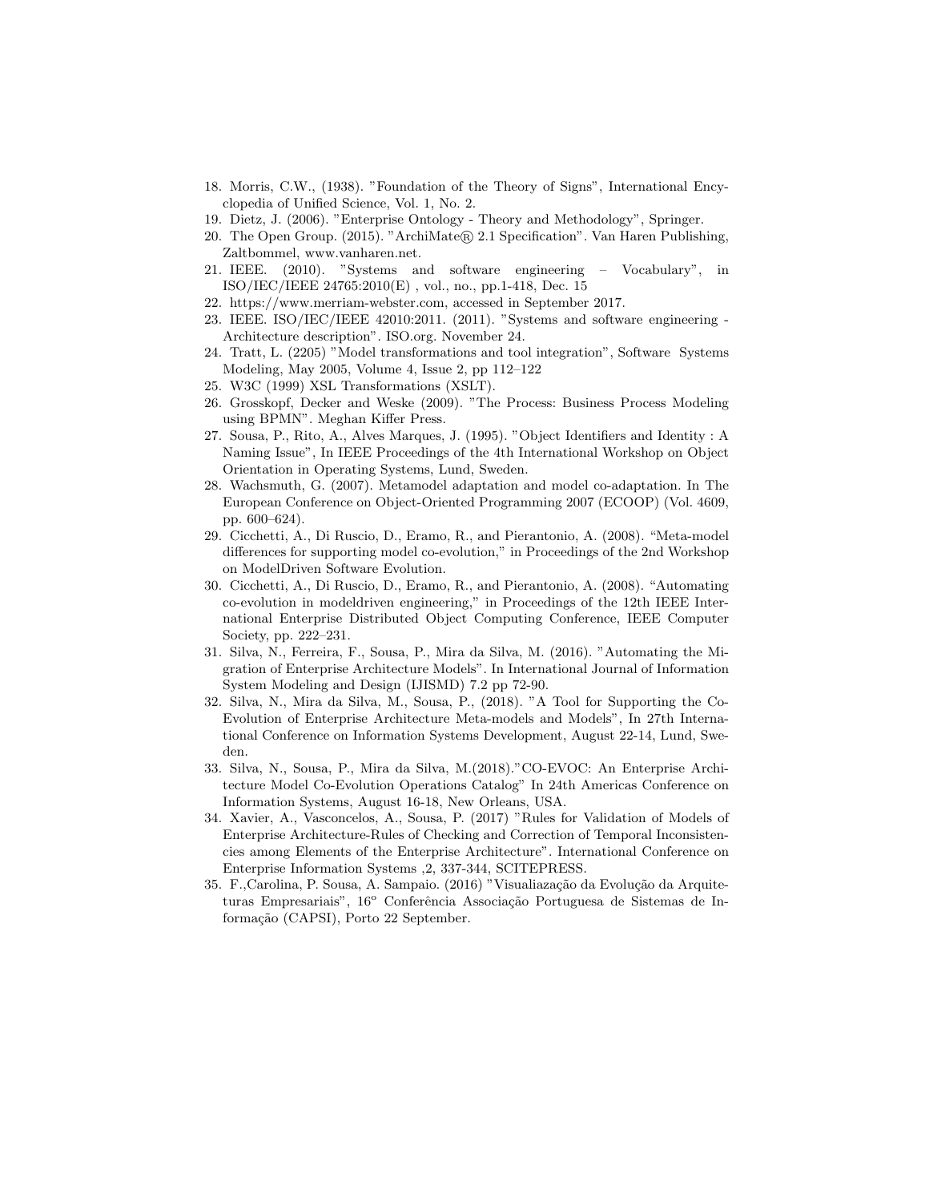18. Morris, C.W., (1938). "Foundation of the Theory of Signs", International Encyclopedia of Unified Science, Vol. 1, No. 2.
19. Dietz, J. (2006). "Enterprise Ontology - Theory and Methodology", Springer.
20. The Open Group. (2015). "ArchiMate® 2.1 Specification". Van Haren Publishing, Zaltbommel, www.vanharen.net.
21. IEEE. (2010). "Systems and software engineering – Vocabulary", in ISO/IEC/IEEE 24765:2010(E) , vol., no., pp.1-418, Dec. 15
22. https://www.merriam-webster.com, accessed in September 2017.
23. IEEE. ISO/IEC/IEEE 42010:2011. (2011). "Systems and software engineering - Architecture description". ISO.org. November 24.
24. Tratt, L. (2205) "Model transformations and tool integration", Software Systems Modeling, May 2005, Volume 4, Issue 2, pp 112–122
25. W3C (1999) XSL Transformations (XSLT).
26. Grosskopf, Decker and Weske (2009). "The Process: Business Process Modeling using BPMN". Meghan Kiffer Press.
27. Sousa, P., Rito, A., Alves Marques, J. (1995). "Object Identifiers and Identity : A Naming Issue", In IEEE Proceedings of the 4th International Workshop on Object Orientation in Operating Systems, Lund, Sweden.
28. Wachsmuth, G. (2007). Metamodel adaptation and model co-adaptation. In The European Conference on Object-Oriented Programming 2007 (ECOOP) (Vol. 4609, pp. 600–624).
29. Cicchetti, A., Di Ruscio, D., Eramo, R., and Pierantonio, A. (2008). "Meta-model differences for supporting model co-evolution," in Proceedings of the 2nd Workshop on ModelDriven Software Evolution.
30. Cicchetti, A., Di Ruscio, D., Eramo, R., and Pierantonio, A. (2008). "Automating co-evolution in modeldriven engineering," in Proceedings of the 12th IEEE International Enterprise Distributed Object Computing Conference, IEEE Computer Society, pp. 222–231.
31. Silva, N., Ferreira, F., Sousa, P., Mira da Silva, M. (2016). "Automating the Migration of Enterprise Architecture Models". In International Journal of Information System Modeling and Design (IJISMD) 7.2 pp 72-90.
32. Silva, N., Mira da Silva, M., Sousa, P., (2018). "A Tool for Supporting the Co-Evolution of Enterprise Architecture Meta-models and Models", In 27th International Conference on Information Systems Development, August 22-14, Lund, Sweden.
33. Silva, N., Sousa, P., Mira da Silva, M.(2018)."CO-EVOC: An Enterprise Architecture Model Co-Evolution Operations Catalog" In 24th Americas Conference on Information Systems, August 16-18, New Orleans, USA.
34. Xavier, A., Vasconcelos, A., Sousa, P. (2017) "Rules for Validation of Models of Enterprise Architecture-Rules of Checking and Correction of Temporal Inconsistencies among Elements of the Enterprise Architecture". International Conference on Enterprise Information Systems ,2, 337-344, SCITEPRESS.
35. F.,Carolina, P. Sousa, A. Sampaio. (2016) "Visualiazação da Evolução da Arquiteturas Empresariais", 16º Conferência Associação Portuguesa de Sistemas de Informação (CAPSI), Porto 22 September.